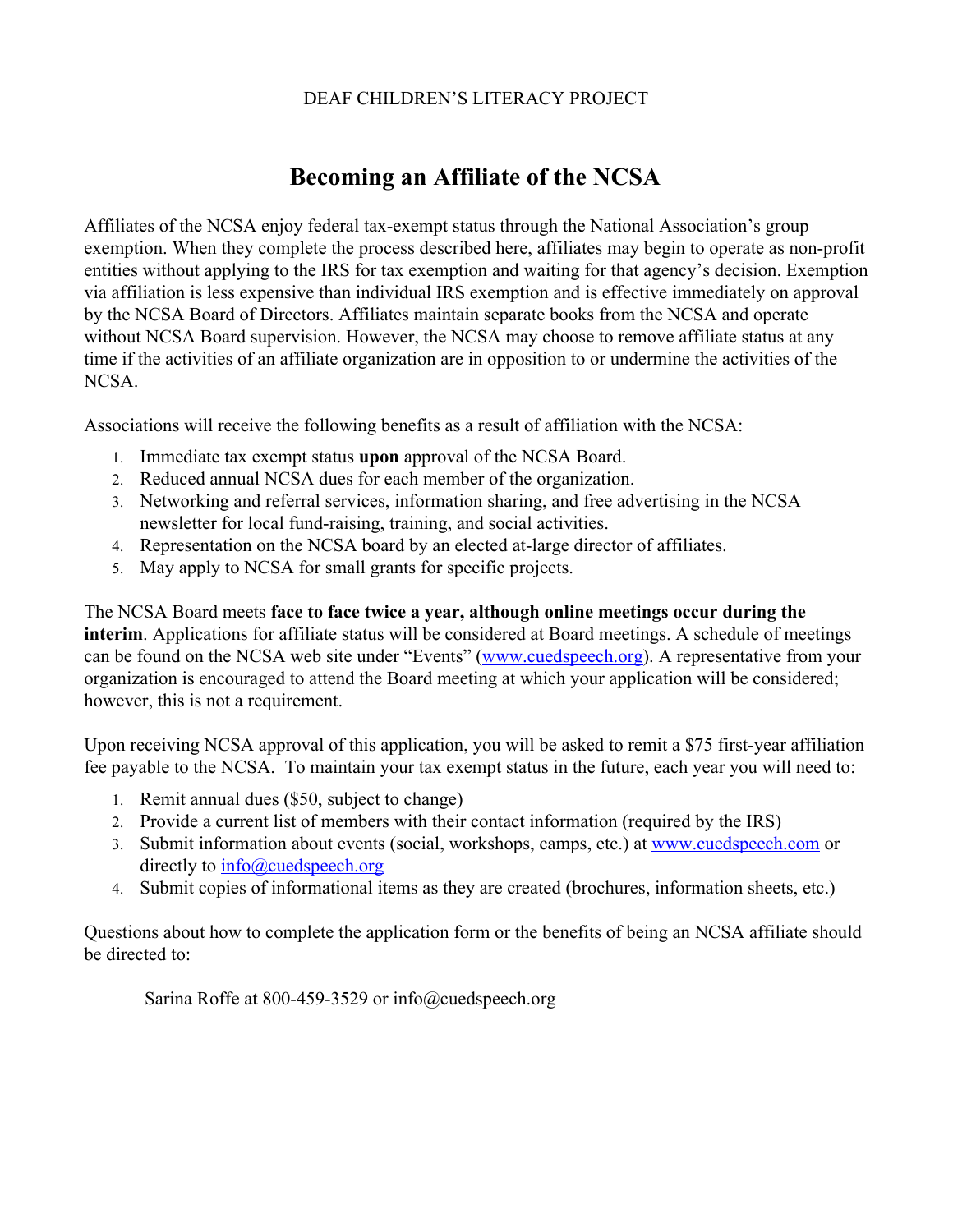DEAF CHILDREN'S LITERACY PROJECT

# Becoming an Affiliate of the NCSA

Affiliates of the NCSA enjoy federal tax-exempt status through the National Association's group exemption. When they complete the process described here, affiliates may begin to operate as non-profit entities without applying to the IRS for tax exemption and waiting for that agency's decision. Exemption via affiliation is less expensive than individual IRS exemption and is effective immediately on approval by the NCSA Board of Directors. Affiliates maintain separate books from the NCSA and operate without NCSA Board supervision. However, the NCSA may choose to remove affiliate status at any time if the activities of an affiliate organization are in opposition to or undermine the activities of the NCSA.

Associations will receive the following benefits as a result of affiliation with the NCSA:

1. Immediate tax exempt status **upon** approval of the NCSA Board.
2. Reduced annual NCSA dues for each member of the organization.
3. Networking and referral services, information sharing, and free advertising in the NCSA newsletter for local fund-raising, training, and social activities.
4. Representation on the NCSA board by an elected at-large director of affiliates.
5. May apply to NCSA for small grants for specific projects.

The NCSA Board meets **face to face twice a year, although online meetings occur during the interim**. Applications for affiliate status will be considered at Board meetings. A schedule of meetings can be found on the NCSA web site under "Events" ([www.cuedspeech.org](www.cuedspeech.org)). A representative from your organization is encouraged to attend the Board meeting at which your application will be considered; however, this is not a requirement.

Upon receiving NCSA approval of this application, you will be asked to remit a $75 first-year affiliation fee payable to the NCSA. To maintain your tax exempt status in the future, each year you will need to:

1. Remit annual dues ($50, subject to change)
2. Provide a current list of members with their contact information (required by the IRS)
3. Submit information about events (social, workshops, camps, etc.) at [www.cuedspeech.com](www.cuedspeech.com) or directly to [info@cuedspeech.org](mailto:info@cuedspeech.org)
4. Submit copies of informational items as they are created (brochures, information sheets, etc.)

Questions about how to complete the application form or the benefits of being an NCSA affiliate should be directed to:

Sarina Roffe at 800-459-3529 or info@cuedspeech.org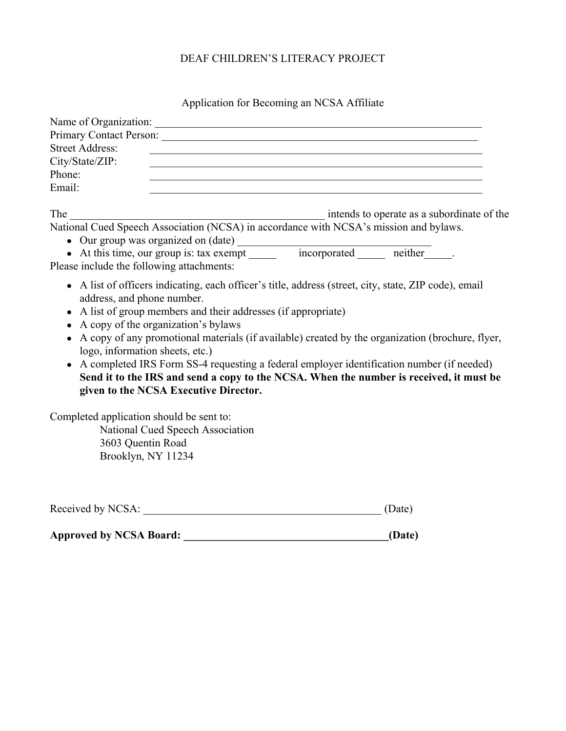DEAF CHILDREN'S LITERACY PROJECT

Application for Becoming an NCSA Affiliate

Name of Organization: ______________________________________________________________

Primary Contact Person: ____________________________________________________________

Street Address: ____________________________________________________________________

City/State/ZIP: ____________________________________________________________________

Phone: ____________________________________________________________________________

Email: _____________________________________________________________________________

The ______________________________________________ intends to operate as a subordinate of the National Cued Speech Association (NCSA) in accordance with NCSA's mission and bylaws.

- Our group was organized on (date) ___________________________________
- At this time, our group is: tax exempt _____ incorporated _____ neither_____.

Please include the following attachments:

- A list of officers indicating, each officer's title, address (street, city, state, ZIP code), email address, and phone number.
- A list of group members and their addresses (if appropriate)
- A copy of the organization's bylaws
- A copy of any promotional materials (if available) created by the organization (brochure, flyer, logo, information sheets, etc.)
- A completed IRS Form SS-4 requesting a federal employer identification number (if needed) **Send it to the IRS and send a copy to the NCSA. When the number is received, it must be given to the NCSA Executive Director.**

Completed application should be sent to:

National Cued Speech Association
3603 Quentin Road
Brooklyn, NY 11234

Received by NCSA: ____________________________________________ (Date)

**Approved by NCSA Board: _____________________________________(Date)**